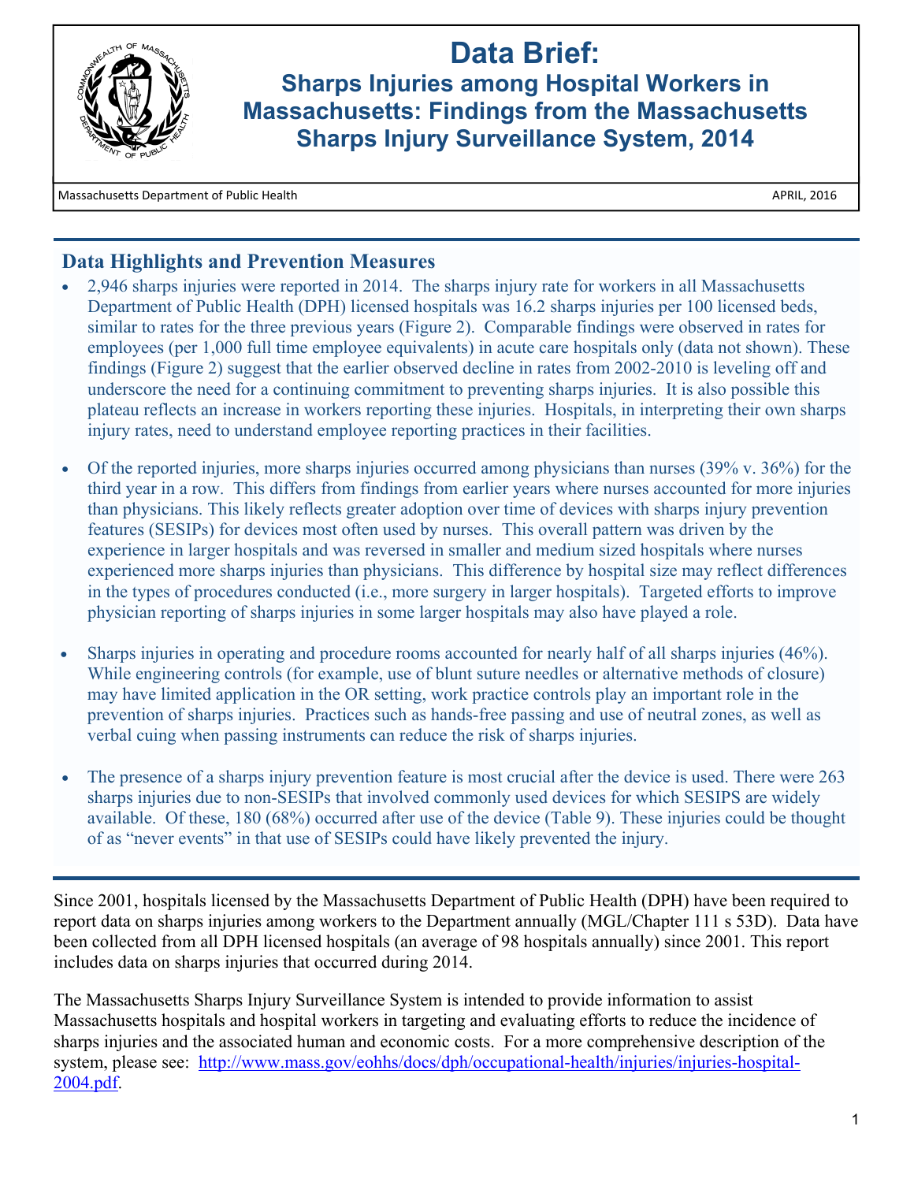# Data Brief:

## Sharps Injuries among Hospital Workers in Massachusetts: Findings from the Massachusetts Sharps Injury Surveillance System, 2014

Massachusetts Department of Public Health APRIL, 2016

### Data Highlights and Prevention Measures

- 2,946 sharps injuries were reported in 2014. The sharps injury rate for workers in all Massachusetts Department of Public Health (DPH) licensed hospitals was 16.2 sharps injuries per 100 licensed beds, similar to rates for the three previous years (Figure 2). Comparable findings were observed in rates for employees (per 1,000 full time employee equivalents) in acute care hospitals only (data not shown). These findings (Figure 2) suggest that the earlier observed decline in rates from 2002-2010 is leveling off and underscore the need for a continuing commitment to preventing sharps injuries. It is also possible this plateau reflects an increase in workers reporting these injuries. Hospitals, in interpreting their own sharps injury rates, need to understand employee reporting practices in their facilities.

- Of the reported injuries, more sharps injuries occurred among physicians than nurses (39% v. 36%) for the third year in a row. This differs from findings from earlier years where nurses accounted for more injuries than physicians. This likely reflects greater adoption over time of devices with sharps injury prevention features (SESIPs) for devices most often used by nurses. This overall pattern was driven by the experience in larger hospitals and was reversed in smaller and medium sized hospitals where nurses experienced more sharps injuries than physicians. This difference by hospital size may reflect differences in the types of procedures conducted (i.e., more surgery in larger hospitals). Targeted efforts to improve physician reporting of sharps injuries in some larger hospitals may also have played a role.

- Sharps injuries in operating and procedure rooms accounted for nearly half of all sharps injuries (46%). While engineering controls (for example, use of blunt suture needles or alternative methods of closure) may have limited application in the OR setting, work practice controls play an important role in the prevention of sharps injuries. Practices such as hands-free passing and use of neutral zones, as well as verbal cuing when passing instruments can reduce the risk of sharps injuries.

- The presence of a sharps injury prevention feature is most crucial after the device is used. There were 263 sharps injuries due to non-SESIPs that involved commonly used devices for which SESIPS are widely available. Of these, 180 (68%) occurred after use of the device (Table 9). These injuries could be thought of as "never events" in that use of SESIPs could have likely prevented the injury.

Since 2001, hospitals licensed by the Massachusetts Department of Public Health (DPH) have been required to report data on sharps injuries among workers to the Department annually (MGL/Chapter 111 s 53D). Data have been collected from all DPH licensed hospitals (an average of 98 hospitals annually) since 2001. This report includes data on sharps injuries that occurred during 2014.

The Massachusetts Sharps Injury Surveillance System is intended to provide information to assist Massachusetts hospitals and hospital workers in targeting and evaluating efforts to reduce the incidence of sharps injuries and the associated human and economic costs. For a more comprehensive description of the system, please see: [http://www.mass.gov/eohhs/docs/dph/occupational-health/injuries/injuries-hospital-2004.pdf](http://www.mass.gov/eohhs/docs/dph/occupational-health/injuries/injuries-hospital-2004.pdf).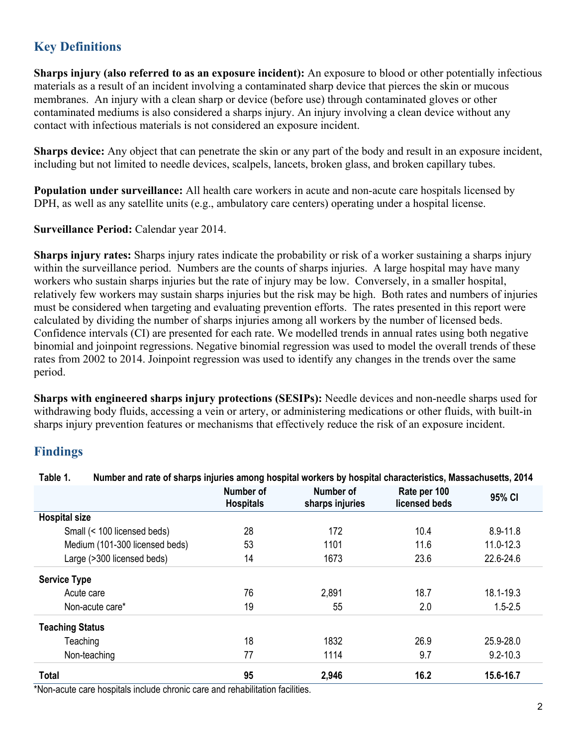## Key Definitions

**Sharps injury (also referred to as an exposure incident):** An exposure to blood or other potentially infectious materials as a result of an incident involving a contaminated sharp device that pierces the skin or mucous membranes. An injury with a clean sharp or device (before use) through contaminated gloves or other contaminated mediums is also considered a sharps injury. An injury involving a clean device without any contact with infectious materials is not considered an exposure incident.

**Sharps device:** Any object that can penetrate the skin or any part of the body and result in an exposure incident, including but not limited to needle devices, scalpels, lancets, broken glass, and broken capillary tubes.

**Population under surveillance:** All health care workers in acute and non-acute care hospitals licensed by DPH, as well as any satellite units (e.g., ambulatory care centers) operating under a hospital license.

**Surveillance Period:** Calendar year 2014.

**Sharps injury rates:** Sharps injury rates indicate the probability or risk of a worker sustaining a sharps injury within the surveillance period. Numbers are the counts of sharps injuries. A large hospital may have many workers who sustain sharps injuries but the rate of injury may be low. Conversely, in a smaller hospital, relatively few workers may sustain sharps injuries but the risk may be high. Both rates and numbers of injuries must be considered when targeting and evaluating prevention efforts. The rates presented in this report were calculated by dividing the number of sharps injuries among all workers by the number of licensed beds. Confidence intervals (CI) are presented for each rate. We modelled trends in annual rates using both negative binomial and joinpoint regressions. Negative binomial regression was used to model the overall trends of these rates from 2002 to 2014. Joinpoint regression was used to identify any changes in the trends over the same period.

**Sharps with engineered sharps injury protections (SESIPs):** Needle devices and non-needle sharps used for withdrawing body fluids, accessing a vein or artery, or administering medications or other fluids, with built-in sharps injury prevention features or mechanisms that effectively reduce the risk of an exposure incident.

## Findings

**Table 1. Number and rate of sharps injuries among hospital workers by hospital characteristics, Massachusetts, 2014**

| | Number of Hospitals | Number of sharps injuries | Rate per 100 licensed beds | 95% CI |
|---|---|---|---|---|
| **Hospital size** | | | | |
| Small (< 100 licensed beds) | 28 | 172 | 10.4 | 8.9-11.8 |
| Medium (101-300 licensed beds) | 53 | 1101 | 11.6 | 11.0-12.3 |
| Large (>300 licensed beds) | 14 | 1673 | 23.6 | 22.6-24.6 |
| **Service Type** | | | | |
| Acute care | 76 | 2,891 | 18.7 | 18.1-19.3 |
| Non-acute care* | 19 | 55 | 2.0 | 1.5-2.5 |
| **Teaching Status** | | | | |
| Teaching | 18 | 1832 | 26.9 | 25.9-28.0 |
| Non-teaching | 77 | 1114 | 9.7 | 9.2-10.3 |
| **Total** | **95** | **2,946** | **16.2** | **15.6-16.7** |

*Non-acute care hospitals include chronic care and rehabilitation facilities.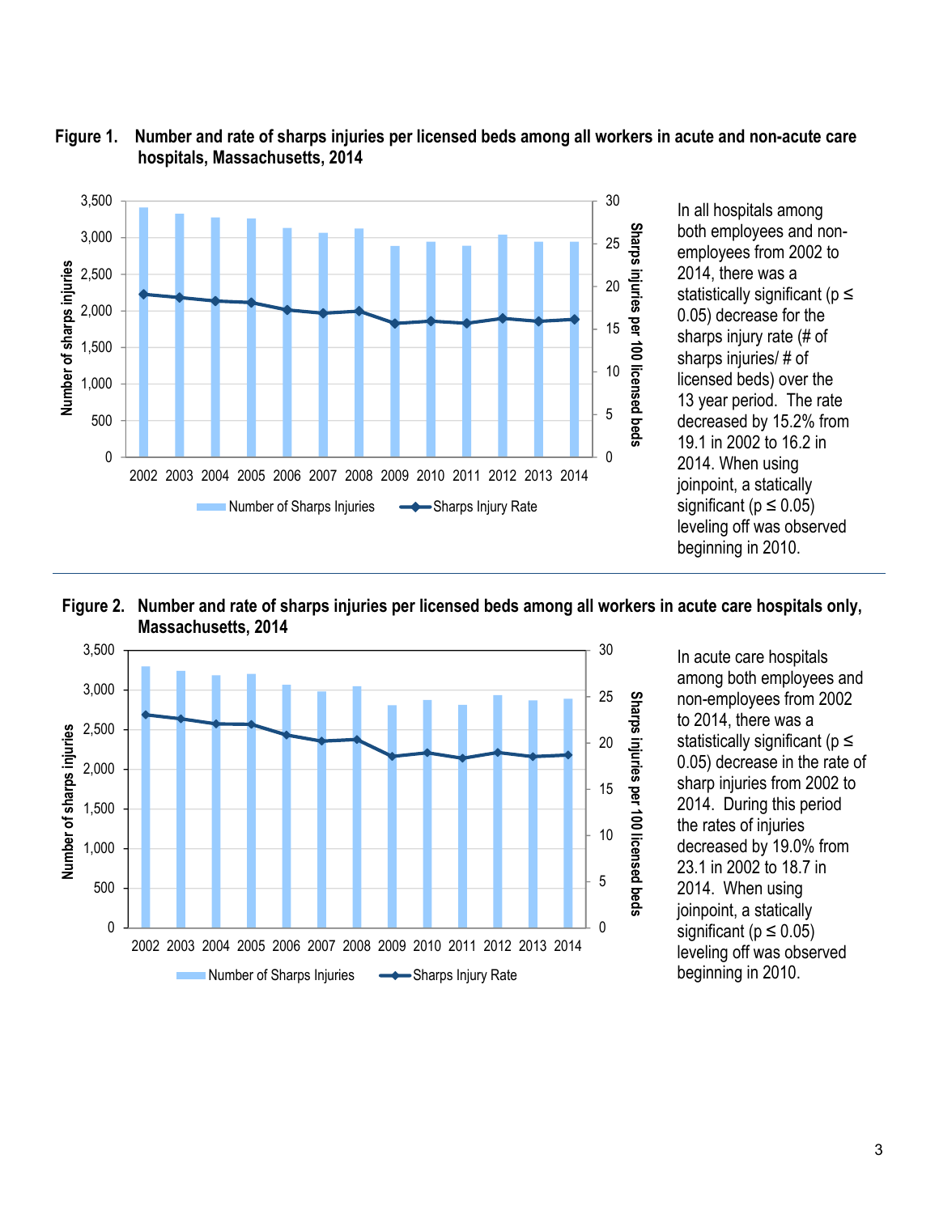**Figure 1. Number and rate of sharps injuries per licensed beds among all workers in acute and non-acute care hospitals, Massachusetts, 2014**

Number of sharps injuries

3,500
3,000
2,500
2,000
1,500
1,000
500
0

Sharps injuries per 100 licensed beds

30
25
20
15
10
5
0

2002 2003 2004 2005 2006 2007 2008 2009 2010 2011 2012 2013 2014

Number of Sharps Injuries
Sharps Injury Rate

In all hospitals among both employees and non-employees from 2002 to 2014, there was a statistically significant ($p \leq 0.05$) decrease for the sharps injury rate (# of sharps injuries/ # of licensed beds) over the 13 year period. The rate decreased by 15.2% from 19.1 in 2002 to 16.2 in 2014. When using joinpoint, a statically significant ($p \leq 0.05$) leveling off was observed beginning in 2010.

---

**Figure 2. Number and rate of sharps injuries per licensed beds among all workers in acute care hospitals only, Massachusetts, 2014**

Number of sharps injuries

3,500
3,000
2,500
2,000
1,500
1,000
500
0

Sharps injuries per 100 licensed beds

30
25
20
15
10
5
0

2002 2003 2004 2005 2006 2007 2008 2009 2010 2011 2012 2013 2014

Number of Sharps Injuries
Sharps Injury Rate

In acute care hospitals among both employees and non-employees from 2002 to 2014, there was a statistically significant ($p \leq 0.05$) decrease in the rate of sharp injuries from 2002 to 2014. During this period the rates of injuries decreased by 19.0% from 23.1 in 2002 to 18.7 in 2014. When using joinpoint, a statically significant ($p \leq 0.05$) leveling off was observed beginning in 2010.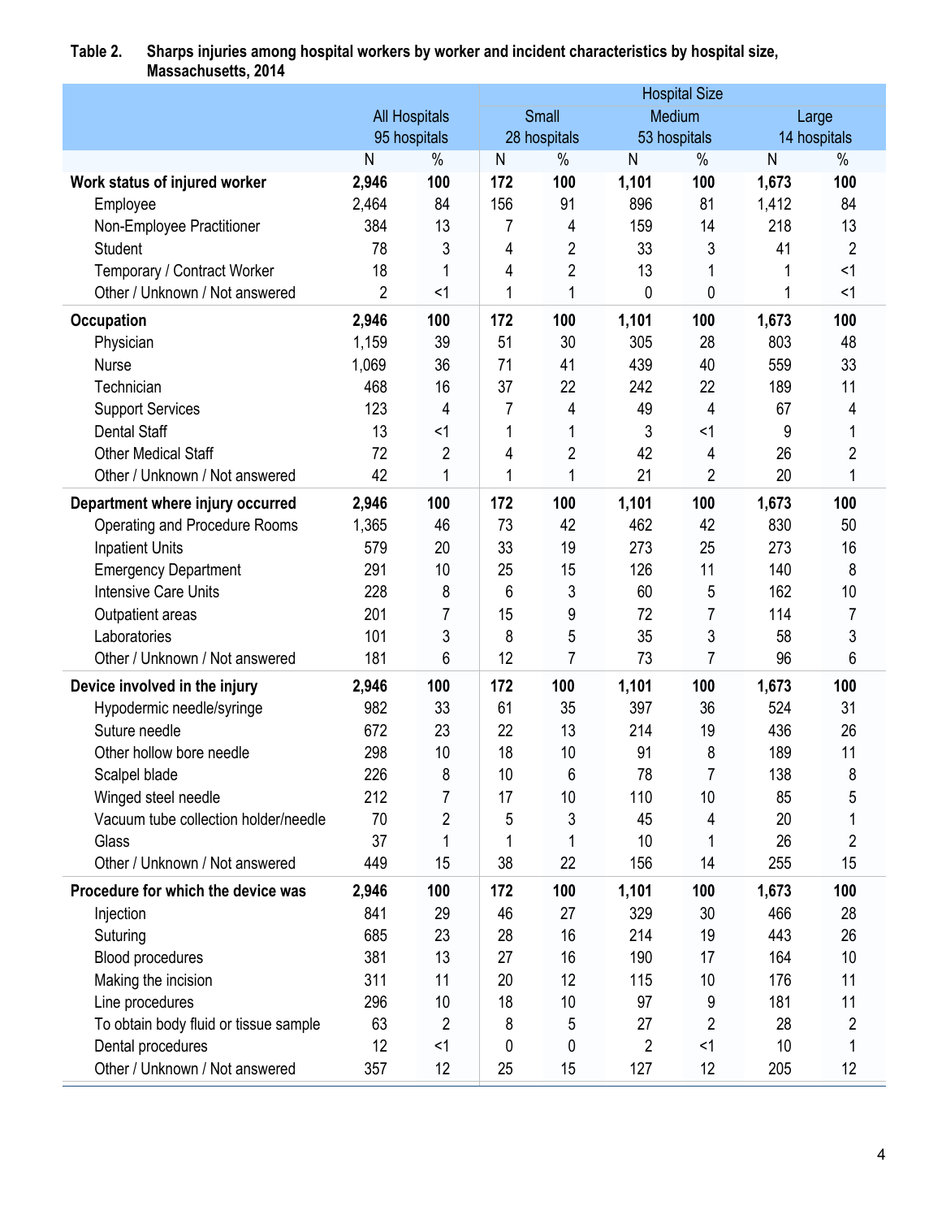**Table 2. Sharps injuries among hospital workers by worker and incident characteristics by hospital size, Massachusetts, 2014**

| | All Hospitals 95 hospitals | | Hospital Size: Small 28 hospitals | | Medium 53 hospitals | | Large 14 hospitals | |
|---|---|---|---|---|---|---|---|---|
| | N | % | N | % | N | % | N | % |
| **Work status of injured worker** | **2,946** | **100** | **172** | **100** | **1,101** | **100** | **1,673** | **100** |
| Employee | 2,464 | 84 | 156 | 91 | 896 | 81 | 1,412 | 84 |
| Non-Employee Practitioner | 384 | 13 | 7 | 4 | 159 | 14 | 218 | 13 |
| Student | 78 | 3 | 4 | 2 | 33 | 3 | 41 | 2 |
| Temporary / Contract Worker | 18 | 1 | 4 | 2 | 13 | 1 | 1 | <1 |
| Other / Unknown / Not answered | 2 | <1 | 1 | 1 | 0 | 0 | 1 | <1 |
| **Occupation** | **2,946** | **100** | **172** | **100** | **1,101** | **100** | **1,673** | **100** |
| Physician | 1,159 | 39 | 51 | 30 | 305 | 28 | 803 | 48 |
| Nurse | 1,069 | 36 | 71 | 41 | 439 | 40 | 559 | 33 |
| Technician | 468 | 16 | 37 | 22 | 242 | 22 | 189 | 11 |
| Support Services | 123 | 4 | 7 | 4 | 49 | 4 | 67 | 4 |
| Dental Staff | 13 | <1 | 1 | 1 | 3 | <1 | 9 | 1 |
| Other Medical Staff | 72 | 2 | 4 | 2 | 42 | 4 | 26 | 2 |
| Other / Unknown / Not answered | 42 | 1 | 1 | 1 | 21 | 2 | 20 | 1 |
| **Department where injury occurred** | **2,946** | **100** | **172** | **100** | **1,101** | **100** | **1,673** | **100** |
| Operating and Procedure Rooms | 1,365 | 46 | 73 | 42 | 462 | 42 | 830 | 50 |
| Inpatient Units | 579 | 20 | 33 | 19 | 273 | 25 | 273 | 16 |
| Emergency Department | 291 | 10 | 25 | 15 | 126 | 11 | 140 | 8 |
| Intensive Care Units | 228 | 8 | 6 | 3 | 60 | 5 | 162 | 10 |
| Outpatient areas | 201 | 7 | 15 | 9 | 72 | 7 | 114 | 7 |
| Laboratories | 101 | 3 | 8 | 5 | 35 | 3 | 58 | 3 |
| Other / Unknown / Not answered | 181 | 6 | 12 | 7 | 73 | 7 | 96 | 6 |
| **Device involved in the injury** | **2,946** | **100** | **172** | **100** | **1,101** | **100** | **1,673** | **100** |
| Hypodermic needle/syringe | 982 | 33 | 61 | 35 | 397 | 36 | 524 | 31 |
| Suture needle | 672 | 23 | 22 | 13 | 214 | 19 | 436 | 26 |
| Other hollow bore needle | 298 | 10 | 18 | 10 | 91 | 8 | 189 | 11 |
| Scalpel blade | 226 | 8 | 10 | 6 | 78 | 7 | 138 | 8 |
| Winged steel needle | 212 | 7 | 17 | 10 | 110 | 10 | 85 | 5 |
| Vacuum tube collection holder/needle | 70 | 2 | 5 | 3 | 45 | 4 | 20 | 1 |
| Glass | 37 | 1 | 1 | 1 | 10 | 1 | 26 | 2 |
| Other / Unknown / Not answered | 449 | 15 | 38 | 22 | 156 | 14 | 255 | 15 |
| **Procedure for which the device was** | **2,946** | **100** | **172** | **100** | **1,101** | **100** | **1,673** | **100** |
| Injection | 841 | 29 | 46 | 27 | 329 | 30 | 466 | 28 |
| Suturing | 685 | 23 | 28 | 16 | 214 | 19 | 443 | 26 |
| Blood procedures | 381 | 13 | 27 | 16 | 190 | 17 | 164 | 10 |
| Making the incision | 311 | 11 | 20 | 12 | 115 | 10 | 176 | 11 |
| Line procedures | 296 | 10 | 18 | 10 | 97 | 9 | 181 | 11 |
| To obtain body fluid or tissue sample | 63 | 2 | 8 | 5 | 27 | 2 | 28 | 2 |
| Dental procedures | 12 | <1 | 0 | 0 | 2 | <1 | 10 | 1 |
| Other / Unknown / Not answered | 357 | 12 | 25 | 15 | 127 | 12 | 205 | 12 |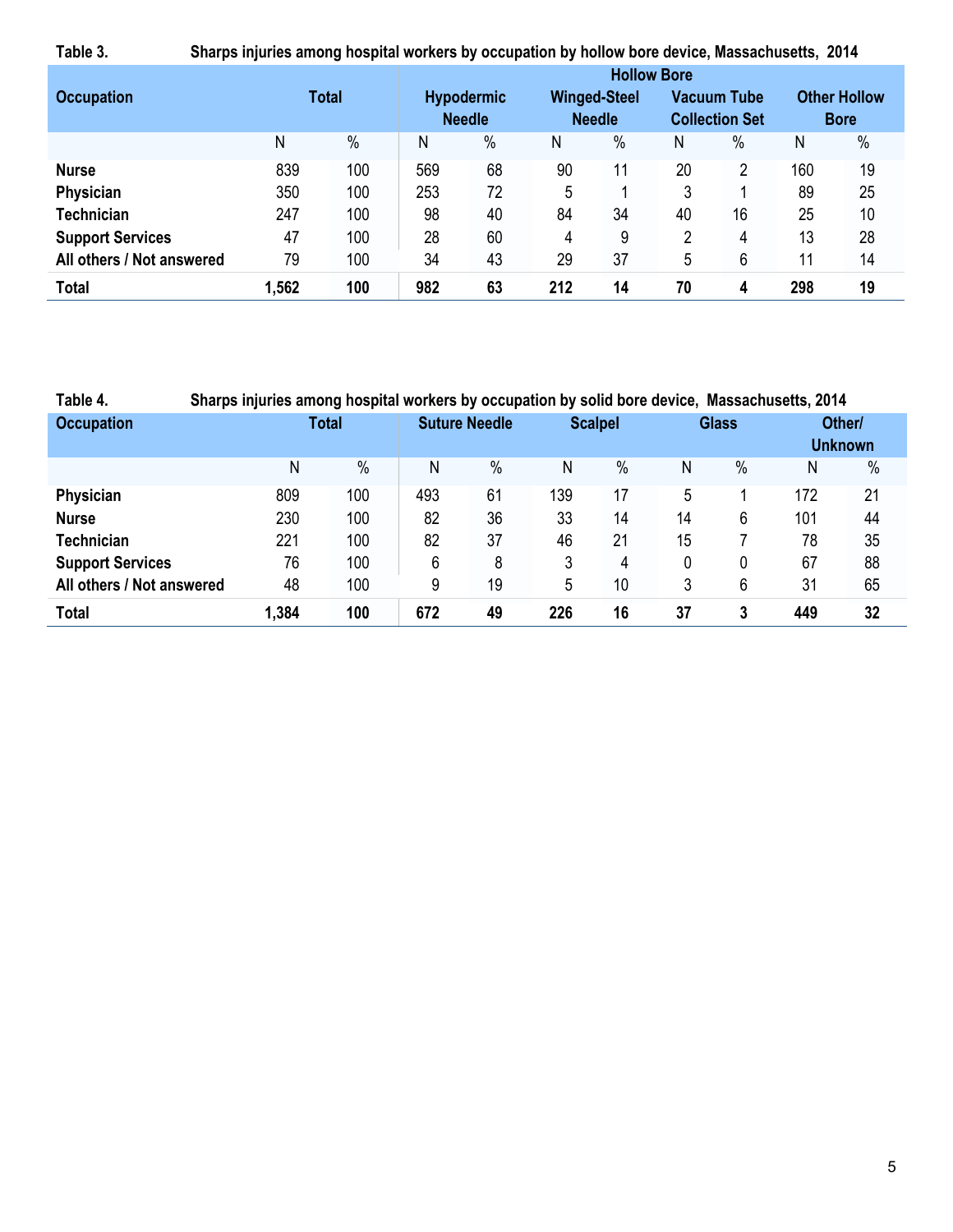Table 3. Sharps injuries among hospital workers by occupation by hollow bore device, Massachusetts, 2014

| Occupation | Total | | Hollow Bore | | | | | | | |
|---|---|---|---|---|---|---|---|---|---|---|
| | | | Hypodermic Needle | | Winged-Steel Needle | | Vacuum Tube Collection Set | | Other Hollow Bore | |
| | N | % | N | % | N | % | N | % | N | % |
| **Nurse** | 839 | 100 | 569 | 68 | 90 | 11 | 20 | 2 | 160 | 19 |
| **Physician** | 350 | 100 | 253 | 72 | 5 | 1 | 3 | 1 | 89 | 25 |
| **Technician** | 247 | 100 | 98 | 40 | 84 | 34 | 40 | 16 | 25 | 10 |
| **Support Services** | 47 | 100 | 28 | 60 | 4 | 9 | 2 | 4 | 13 | 28 |
| **All others / Not answered** | 79 | 100 | 34 | 43 | 29 | 37 | 5 | 6 | 11 | 14 |
| **Total** | **1,562** | **100** | **982** | **63** | **212** | **14** | **70** | **4** | **298** | **19** |

Table 4. Sharps injuries among hospital workers by occupation by solid bore device, Massachusetts, 2014

| Occupation | Total | | Suture Needle | | Scalpel | | Glass | | Other/ Unknown | |
|---|---|---|---|---|---|---|---|---|---|---|
| | N | % | N | % | N | % | N | % | N | % |
| **Physician** | 809 | 100 | 493 | 61 | 139 | 17 | 5 | 1 | 172 | 21 |
| **Nurse** | 230 | 100 | 82 | 36 | 33 | 14 | 14 | 6 | 101 | 44 |
| **Technician** | 221 | 100 | 82 | 37 | 46 | 21 | 15 | 7 | 78 | 35 |
| **Support Services** | 76 | 100 | 6 | 8 | 3 | 4 | 0 | 0 | 67 | 88 |
| **All others / Not answered** | 48 | 100 | 9 | 19 | 5 | 10 | 3 | 6 | 31 | 65 |
| **Total** | **1,384** | **100** | **672** | **49** | **226** | **16** | **37** | **3** | **449** | **32** |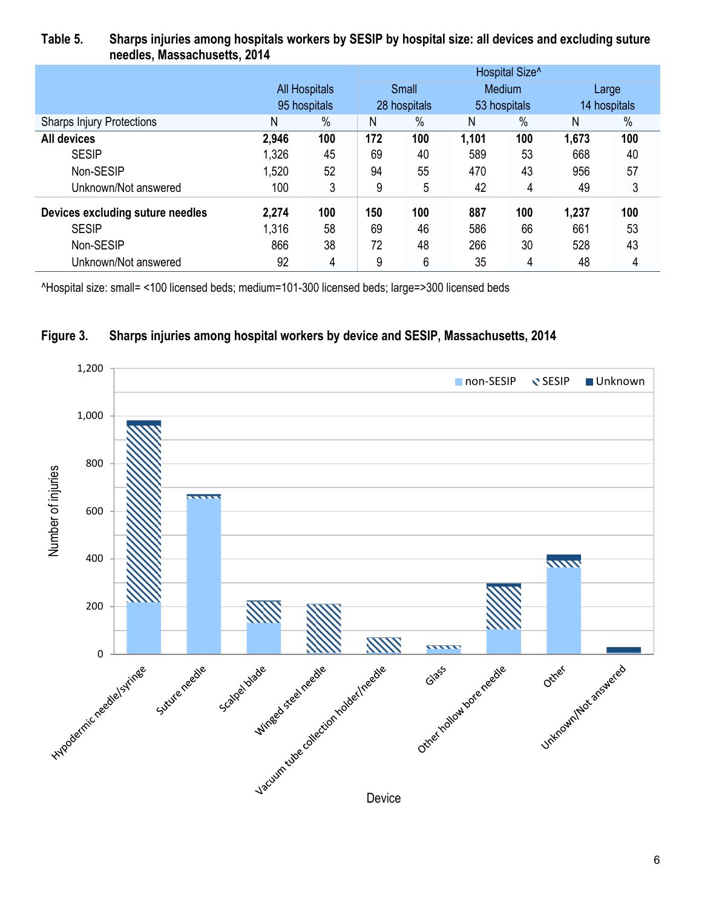**Table 5. Sharps injuries among hospitals workers by SESIP by hospital size: all devices and excluding suture needles, Massachusetts, 2014**

| | All Hospitals 95 hospitals | | Hospital Size^ Small 28 hospitals | | Medium 53 hospitals | | Large 14 hospitals | |
|---|---|---|---|---|---|---|---|---|
| Sharps Injury Protections | N | % | N | % | N | % | N | % |
| **All devices** | **2,946** | **100** | **172** | **100** | **1,101** | **100** | **1,673** | **100** |
| SESIP | 1,326 | 45 | 69 | 40 | 589 | 53 | 668 | 40 |
| Non-SESIP | 1,520 | 52 | 94 | 55 | 470 | 43 | 956 | 57 |
| Unknown/Not answered | 100 | 3 | 9 | 5 | 42 | 4 | 49 | 3 |
| **Devices excluding suture needles** | **2,274** | **100** | **150** | **100** | **887** | **100** | **1,237** | **100** |
| SESIP | 1,316 | 58 | 69 | 46 | 586 | 66 | 661 | 53 |
| Non-SESIP | 866 | 38 | 72 | 48 | 266 | 30 | 528 | 43 |
| Unknown/Not answered | 92 | 4 | 9 | 6 | 35 | 4 | 48 | 4 |

^Hospital size: small= <100 licensed beds; medium=101-300 licensed beds; large=>300 licensed beds

**Figure 3. Sharps injuries among hospital workers by device and SESIP, Massachusetts, 2014**

non-SESIP
SESIP
Unknown

Number of injuries
1,200
1,000
800
600
400
200
0

Hypodermic needle/syringe
Suture needle
Scalpel blade
Winged steel needle
Vacuum tube collection holder/needle
Glass
Other hollow bore needle
Other
Unknown/Not answered

Device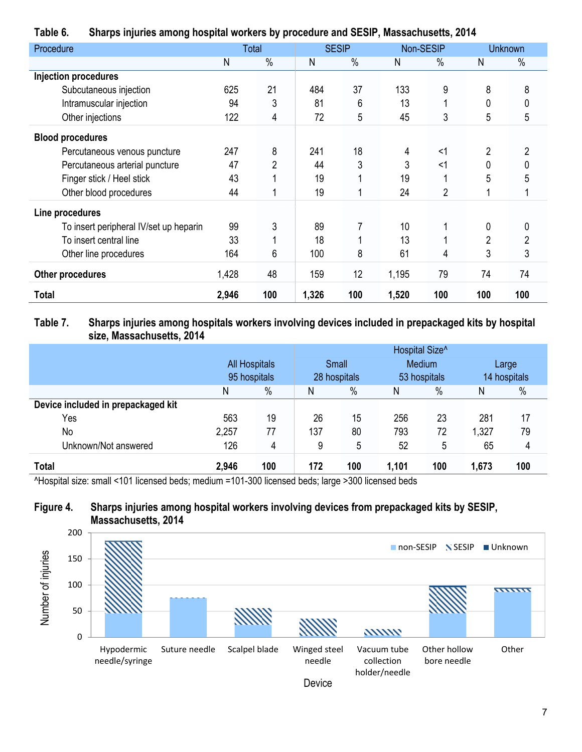**Table 6. Sharps injuries among hospital workers by procedure and SESIP, Massachusetts, 2014**

| Procedure | Total | | SESIP | | Non-SESIP | | Unknown | |
|---|---|---|---|---|---|---|---|---|
| | N | % | N | % | N | % | N | % |
| **Injection procedures** | | | | | | | | |
| Subcutaneous injection | 625 | 21 | 484 | 37 | 133 | 9 | 8 | 8 |
| Intramuscular injection | 94 | 3 | 81 | 6 | 13 | 1 | 0 | 0 |
| Other injections | 122 | 4 | 72 | 5 | 45 | 3 | 5 | 5 |
| **Blood procedures** | | | | | | | | |
| Percutaneous venous puncture | 247 | 8 | 241 | 18 | 4 | <1 | 2 | 2 |
| Percutaneous arterial puncture | 47 | 2 | 44 | 3 | 3 | <1 | 0 | 0 |
| Finger stick / Heel stick | 43 | 1 | 19 | 1 | 19 | 1 | 5 | 5 |
| Other blood procedures | 44 | 1 | 19 | 1 | 24 | 2 | 1 | 1 |
| **Line procedures** | | | | | | | | |
| To insert peripheral IV/set up heparin | 99 | 3 | 89 | 7 | 10 | 1 | 0 | 0 |
| To insert central line | 33 | 1 | 18 | 1 | 13 | 1 | 2 | 2 |
| Other line procedures | 164 | 6 | 100 | 8 | 61 | 4 | 3 | 3 |
| **Other procedures** | 1,428 | 48 | 159 | 12 | 1,195 | 79 | 74 | 74 |
| **Total** | **2,946** | **100** | **1,326** | **100** | **1,520** | **100** | **100** | **100** |

**Table 7. Sharps injuries among hospitals workers involving devices included in prepackaged kits by hospital size, Massachusetts, 2014**

| | All Hospitals 95 hospitals | | Hospital Size^ Small 28 hospitals | | Medium 53 hospitals | | Large 14 hospitals | |
|---|---|---|---|---|---|---|---|---|
| | N | % | N | % | N | % | N | % |
| **Device included in prepackaged kit** | | | | | | | | |
| Yes | 563 | 19 | 26 | 15 | 256 | 23 | 281 | 17 |
| No | 2,257 | 77 | 137 | 80 | 793 | 72 | 1,327 | 79 |
| Unknown/Not answered | 126 | 4 | 9 | 5 | 52 | 5 | 65 | 4 |
| **Total** | **2,946** | **100** | **172** | **100** | **1,101** | **100** | **1,673** | **100** |

^Hospital size: small <101 licensed beds; medium =101-300 licensed beds; large >300 licensed beds

**Figure 4. Sharps injuries among hospital workers involving devices from prepackaged kits by SESIP, Massachusetts, 2014**

Number of injuries

200
150
100
50
0

non-SESIP SESIP Unknown

Hypodermic needle/syringe
Suture needle
Scalpel blade
Winged steel needle
Vacuum tube collection holder/needle
Other hollow bore needle
Other

Device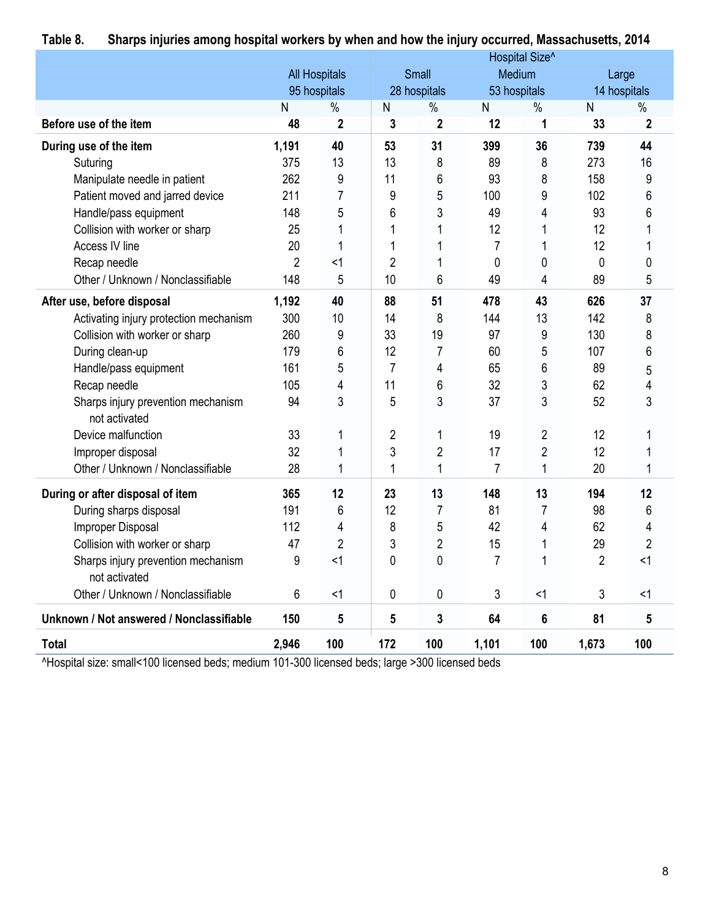**Table 8. Sharps injuries among hospital workers by when and how the injury occurred, Massachusetts, 2014**

| | All Hospitals 95 hospitals | | Hospital Size^ Small 28 hospitals | | Medium 53 hospitals | | Large 14 hospitals | |
|---|---|---|---|---|---|---|---|---|
| | N | % | N | % | N | % | N | % |
| **Before use of the item** | **48** | **2** | **3** | **2** | **12** | **1** | **33** | **2** |
| **During use of the item** | **1,191** | **40** | **53** | **31** | **399** | **36** | **739** | **44** |
| Suturing | 375 | 13 | 13 | 8 | 89 | 8 | 273 | 16 |
| Manipulate needle in patient | 262 | 9 | 11 | 6 | 93 | 8 | 158 | 9 |
| Patient moved and jarred device | 211 | 7 | 9 | 5 | 100 | 9 | 102 | 6 |
| Handle/pass equipment | 148 | 5 | 6 | 3 | 49 | 4 | 93 | 6 |
| Collision with worker or sharp | 25 | 1 | 1 | 1 | 12 | 1 | 12 | 1 |
| Access IV line | 20 | 1 | 1 | 1 | 7 | 1 | 12 | 1 |
| Recap needle | 2 | <1 | 2 | 1 | 0 | 0 | 0 | 0 |
| Other / Unknown / Nonclassifiable | 148 | 5 | 10 | 6 | 49 | 4 | 89 | 5 |
| **After use, before disposal** | **1,192** | **40** | **88** | **51** | **478** | **43** | **626** | **37** |
| Activating injury protection mechanism | 300 | 10 | 14 | 8 | 144 | 13 | 142 | 8 |
| Collision with worker or sharp | 260 | 9 | 33 | 19 | 97 | 9 | 130 | 8 |
| During clean-up | 179 | 6 | 12 | 7 | 60 | 5 | 107 | 6 |
| Handle/pass equipment | 161 | 5 | 7 | 4 | 65 | 6 | 89 | 5 |
| Recap needle | 105 | 4 | 11 | 6 | 32 | 3 | 62 | 4 |
| Sharps injury prevention mechanism not activated | 94 | 3 | 5 | 3 | 37 | 3 | 52 | 3 |
| Device malfunction | 33 | 1 | 2 | 1 | 19 | 2 | 12 | 1 |
| Improper disposal | 32 | 1 | 3 | 2 | 17 | 2 | 12 | 1 |
| Other / Unknown / Nonclassifiable | 28 | 1 | 1 | 1 | 7 | 1 | 20 | 1 |
| **During or after disposal of item** | **365** | **12** | **23** | **13** | **148** | **13** | **194** | **12** |
| During sharps disposal | 191 | 6 | 12 | 7 | 81 | 7 | 98 | 6 |
| Improper Disposal | 112 | 4 | 8 | 5 | 42 | 4 | 62 | 4 |
| Collision with worker or sharp | 47 | 2 | 3 | 2 | 15 | 1 | 29 | 2 |
| Sharps injury prevention mechanism not activated | 9 | <1 | 0 | 0 | 7 | 1 | 2 | <1 |
| Other / Unknown / Nonclassifiable | 6 | <1 | 0 | 0 | 3 | <1 | 3 | <1 |
| **Unknown / Not answered / Nonclassifiable** | **150** | **5** | **5** | **3** | **64** | **6** | **81** | **5** |
| **Total** | **2,946** | **100** | **172** | **100** | **1,101** | **100** | **1,673** | **100** |

^Hospital size: small<100 licensed beds; medium 101-300 licensed beds; large >300 licensed beds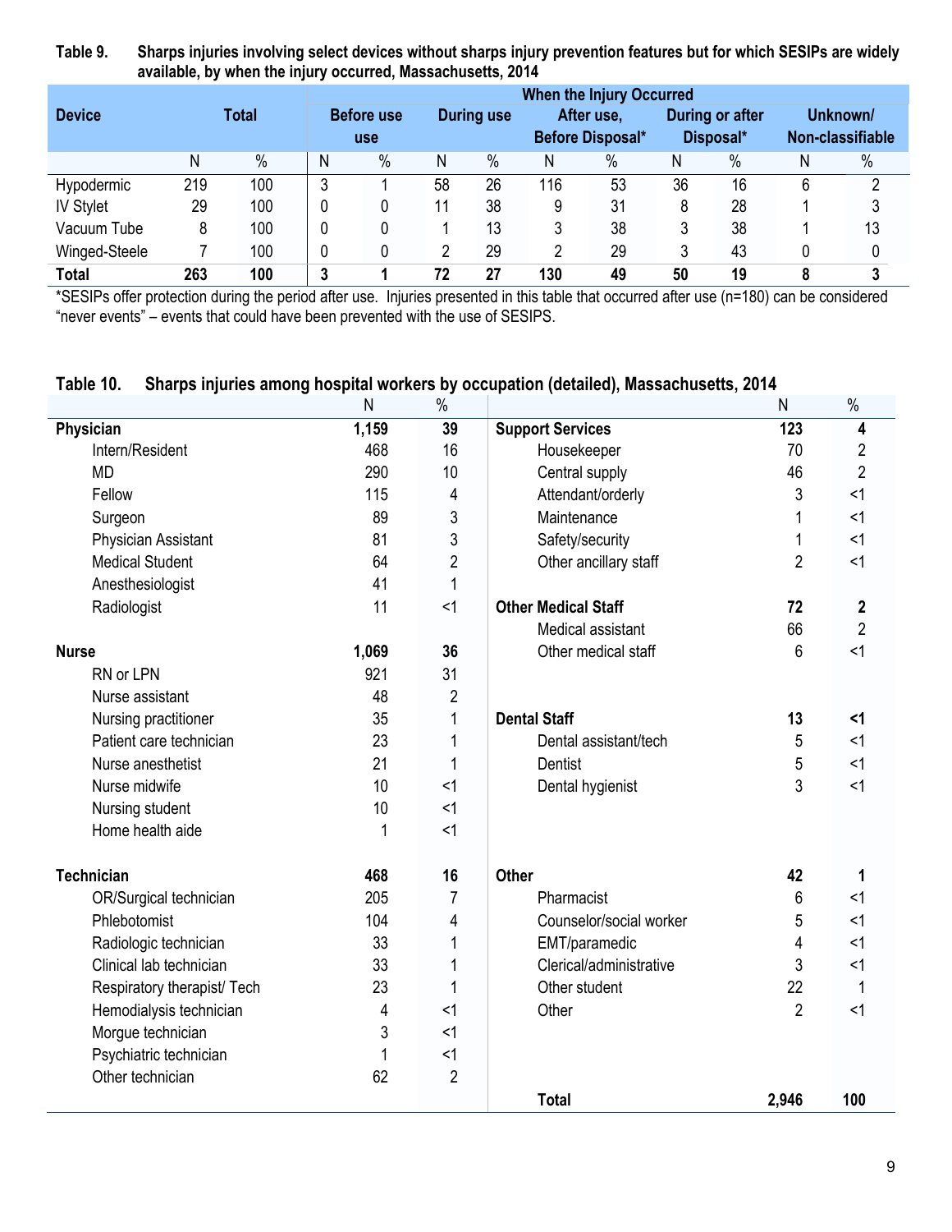**Table 9. Sharps injuries involving select devices without sharps injury prevention features but for which SESIPs are widely available, by when the injury occurred, Massachusetts, 2014**

| Device | Total | | When the Injury Occurred | | | | | | | | | |
|---|---|---|---|---|---|---|---|---|---|---|---|---|
| | | | Before use | | During use | | After use, Before Disposal* | | During or after Disposal* | | Unknown/ Non-classifiable | |
| | N | % | N | % | N | % | N | % | N | % | N | % |
| Hypodermic | 219 | 100 | 3 | 1 | 58 | 26 | 116 | 53 | 36 | 16 | 6 | 2 |
| IV Stylet | 29 | 100 | 0 | 0 | 11 | 38 | 9 | 31 | 8 | 28 | 1 | 3 |
| Vacuum Tube | 8 | 100 | 0 | 0 | 1 | 13 | 3 | 38 | 3 | 38 | 1 | 13 |
| Winged-Steele | 7 | 100 | 0 | 0 | 2 | 29 | 2 | 29 | 3 | 43 | 0 | 0 |
| **Total** | **263** | **100** | **3** | **1** | **72** | **27** | **130** | **49** | **50** | **19** | **8** | **3** |

*SESIPs offer protection during the period after use. Injuries presented in this table that occurred after use (n=180) can be considered "never events" – events that could have been prevented with the use of SESIPS.

**Table 10. Sharps injuries among hospital workers by occupation (detailed), Massachusetts, 2014**

| | N | % |
|---|---|---|
| **Physician** | **1,159** | **39** |
| Intern/Resident | 468 | 16 |
| MD | 290 | 10 |
| Fellow | 115 | 4 |
| Surgeon | 89 | 3 |
| Physician Assistant | 81 | 3 |
| Medical Student | 64 | 2 |
| Anesthesiologist | 41 | 1 |
| Radiologist | 11 | <1 |
| **Nurse** | **1,069** | **36** |
| RN or LPN | 921 | 31 |
| Nurse assistant | 48 | 2 |
| Nursing practitioner | 35 | 1 |
| Patient care technician | 23 | 1 |
| Nurse anesthetist | 21 | 1 |
| Nurse midwife | 10 | <1 |
| Nursing student | 10 | <1 |
| Home health aide | 1 | <1 |
| **Technician** | **468** | **16** |
| OR/Surgical technician | 205 | 7 |
| Phlebotomist | 104 | 4 |
| Radiologic technician | 33 | 1 |
| Clinical lab technician | 33 | 1 |
| Respiratory therapist/ Tech | 23 | 1 |
| Hemodialysis technician | 4 | <1 |
| Morgue technician | 3 | <1 |
| Psychiatric technician | 1 | <1 |
| Other technician | 62 | 2 |
| **Support Services** | **123** | **4** |
| Housekeeper | 70 | 2 |
| Central supply | 46 | 2 |
| Attendant/orderly | 3 | <1 |
| Maintenance | 1 | <1 |
| Safety/security | 1 | <1 |
| Other ancillary staff | 2 | <1 |
| **Other Medical Staff** | **72** | **2** |
| Medical assistant | 66 | 2 |
| Other medical staff | 6 | <1 |
| **Dental Staff** | **13** | **<1** |
| Dental assistant/tech | 5 | <1 |
| Dentist | 5 | <1 |
| Dental hygienist | 3 | <1 |
| **Other** | **42** | **1** |
| Pharmacist | 6 | <1 |
| Counselor/social worker | 5 | <1 |
| EMT/paramedic | 4 | <1 |
| Clerical/administrative | 3 | <1 |
| Other student | 22 | 1 |
| Other | 2 | <1 |
| **Total** | **2,946** | **100** |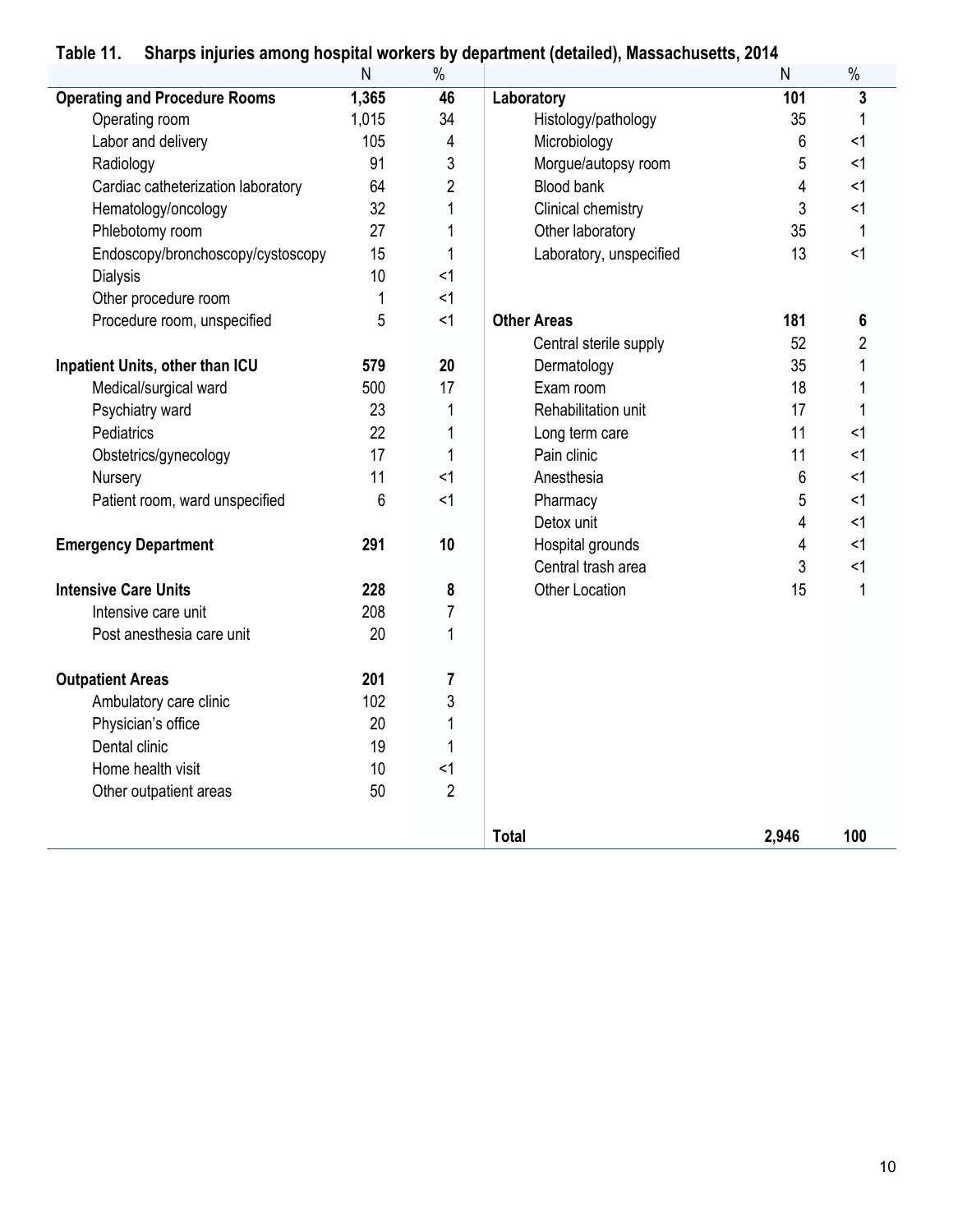**Table 11. Sharps injuries among hospital workers by department (detailed), Massachusetts, 2014**

| | N | % | | N | % |
|---|---|---|---|---|---|
| **Operating and Procedure Rooms** | **1,365** | **46** | **Laboratory** | **101** | **3** |
| Operating room | 1,015 | 34 | Histology/pathology | 35 | 1 |
| Labor and delivery | 105 | 4 | Microbiology | 6 | <1 |
| Radiology | 91 | 3 | Morgue/autopsy room | 5 | <1 |
| Cardiac catheterization laboratory | 64 | 2 | Blood bank | 4 | <1 |
| Hematology/oncology | 32 | 1 | Clinical chemistry | 3 | <1 |
| Phlebotomy room | 27 | 1 | Other laboratory | 35 | 1 |
| Endoscopy/bronchoscopy/cystoscopy | 15 | 1 | Laboratory, unspecified | 13 | <1 |
| Dialysis | 10 | <1 | | | |
| Other procedure room | 1 | <1 | | | |
| Procedure room, unspecified | 5 | <1 | **Other Areas** | **181** | **6** |
| | | | Central sterile supply | 52 | 2 |
| **Inpatient Units, other than ICU** | **579** | **20** | Dermatology | 35 | 1 |
| Medical/surgical ward | 500 | 17 | Exam room | 18 | 1 |
| Psychiatry ward | 23 | 1 | Rehabilitation unit | 17 | 1 |
| Pediatrics | 22 | 1 | Long term care | 11 | <1 |
| Obstetrics/gynecology | 17 | 1 | Pain clinic | 11 | <1 |
| Nursery | 11 | <1 | Anesthesia | 6 | <1 |
| Patient room, ward unspecified | 6 | <1 | Pharmacy | 5 | <1 |
| | | | Detox unit | 4 | <1 |
| **Emergency Department** | **291** | **10** | Hospital grounds | 4 | <1 |
| | | | Central trash area | 3 | <1 |
| **Intensive Care Units** | **228** | **8** | Other Location | 15 | 1 |
| Intensive care unit | 208 | 7 | | | |
| Post anesthesia care unit | 20 | 1 | | | |
| | | | | | |
| **Outpatient Areas** | **201** | **7** | | | |
| Ambulatory care clinic | 102 | 3 | | | |
| Physician's office | 20 | 1 | | | |
| Dental clinic | 19 | 1 | | | |
| Home health visit | 10 | <1 | | | |
| Other outpatient areas | 50 | 2 | | | |
| | | | **Total** | **2,946** | **100** |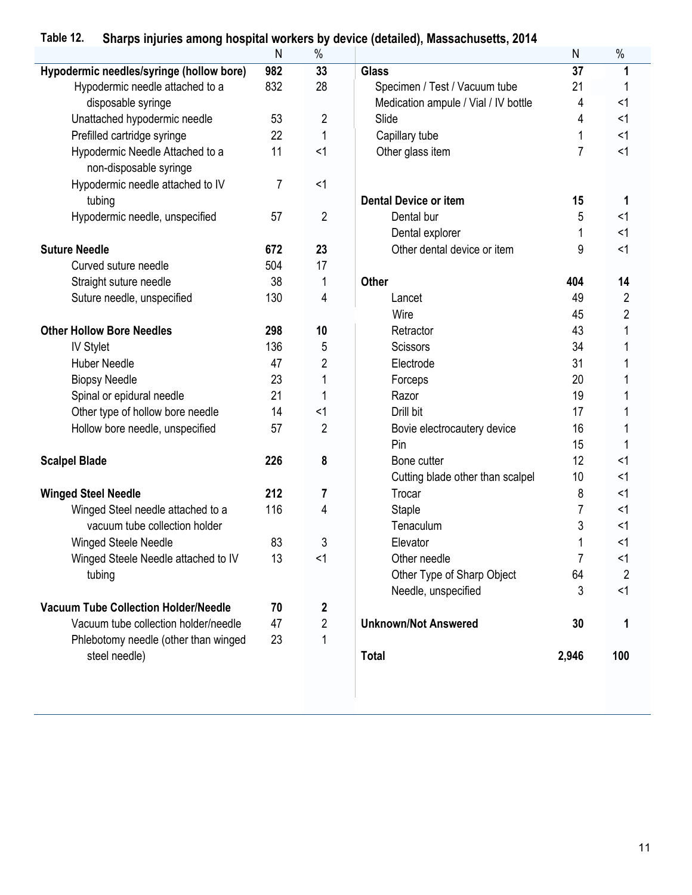## Table 12. Sharps injuries among hospital workers by device (detailed), Massachusetts, 2014

| | N | % | | N | % |
|---|---|---|---|---|---|
| **Hypodermic needles/syringe (hollow bore)** | **982** | **33** | **Glass** | **37** | **1** |
| Hypodermic needle attached to a disposable syringe | 832 | 28 | Specimen / Test / Vacuum tube | 21 | 1 |
| Unattached hypodermic needle | 53 | 2 | Medication ampule / Vial / IV bottle | 4 | <1 |
| Prefilled cartridge syringe | 22 | 1 | Slide | 4 | <1 |
| Hypodermic Needle Attached to a non-disposable syringe | 11 | <1 | Capillary tube | 1 | <1 |
| Hypodermic needle attached to IV tubing | 7 | <1 | Other glass item | 7 | <1 |
| Hypodermic needle, unspecified | 57 | 2 | | | |
| | | | **Dental Device or item** | **15** | **1** |
| **Suture Needle** | **672** | **23** | Dental bur | 5 | <1 |
| Curved suture needle | 504 | 17 | Dental explorer | 1 | <1 |
| Straight suture needle | 38 | 1 | Other dental device or item | 9 | <1 |
| Suture needle, unspecified | 130 | 4 | | | |
| | | | **Other** | **404** | **14** |
| **Other Hollow Bore Needles** | **298** | **10** | Lancet | 49 | 2 |
| IV Stylet | 136 | 5 | Wire | 45 | 2 |
| Huber Needle | 47 | 2 | Retractor | 43 | 1 |
| Biopsy Needle | 23 | 1 | Scissors | 34 | 1 |
| Spinal or epidural needle | 21 | 1 | Electrode | 31 | 1 |
| Other type of hollow bore needle | 14 | <1 | Forceps | 20 | 1 |
| Hollow bore needle, unspecified | 57 | 2 | Razor | 19 | 1 |
| | | | Drill bit | 17 | 1 |
| **Scalpel Blade** | **226** | **8** | Bovie electrocautery device | 16 | 1 |
| | | | Pin | 15 | 1 |
| **Winged Steel Needle** | **212** | **7** | Bone cutter | 12 | <1 |
| Winged Steel needle attached to a vacuum tube collection holder | 116 | 4 | Cutting blade other than scalpel | 10 | <1 |
| Winged Steele Needle | 83 | 3 | Trocar | 8 | <1 |
| Winged Steele Needle attached to IV tubing | 13 | <1 | Staple | 7 | <1 |
| | | | Tenaculum | 3 | <1 |
| **Vacuum Tube Collection Holder/Needle** | **70** | **2** | Elevator | 1 | <1 |
| Vacuum tube collection holder/needle | 47 | 2 | Other needle | 7 | <1 |
| Phlebotomy needle (other than winged steel needle) | 23 | 1 | Other Type of Sharp Object | 64 | 2 |
| | | | Needle, unspecified | 3 | <1 |
| | | | | | |
| | | | **Unknown/Not Answered** | **30** | **1** |
| | | | | | |
| | | | **Total** | **2,946** | **100** |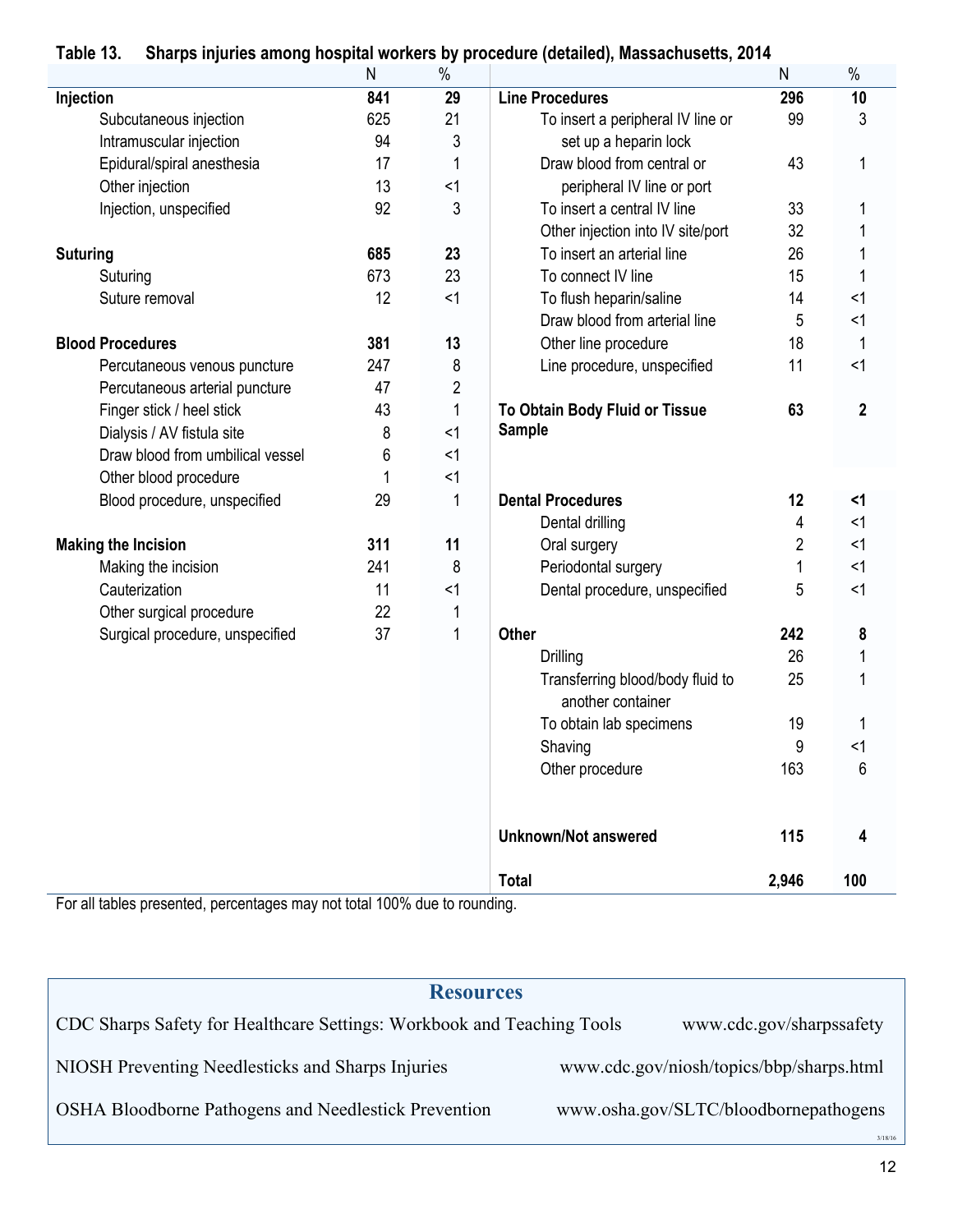**Table 13. Sharps injuries among hospital workers by procedure (detailed), Massachusetts, 2014**

| | N | % | | N | % |
|---|---|---|---|---|---|
| **Injection** | **841** | **29** | **Line Procedures** | **296** | **10** |
| Subcutaneous injection | 625 | 21 | To insert a peripheral IV line or set up a heparin lock | 99 | 3 |
| Intramuscular injection | 94 | 3 | Draw blood from central or peripheral IV line or port | 43 | 1 |
| Epidural/spiral anesthesia | 17 | 1 | To insert a central IV line | 33 | 1 |
| Other injection | 13 | <1 | Other injection into IV site/port | 32 | 1 |
| Injection, unspecified | 92 | 3 | To insert an arterial line | 26 | 1 |
| | | | To connect IV line | 15 | 1 |
| **Suturing** | **685** | **23** | To flush heparin/saline | 14 | <1 |
| Suturing | 673 | 23 | Draw blood from arterial line | 5 | <1 |
| Suture removal | 12 | <1 | Other line procedure | 18 | 1 |
| | | | Line procedure, unspecified | 11 | <1 |
| **Blood Procedures** | **381** | **13** | | | |
| Percutaneous venous puncture | 247 | 8 | **To Obtain Body Fluid or Tissue Sample** | **63** | **2** |
| Percutaneous arterial puncture | 47 | 2 | | | |
| Finger stick / heel stick | 43 | 1 | | | |
| Dialysis / AV fistula site | 8 | <1 | **Dental Procedures** | **12** | **<1** |
| Draw blood from umbilical vessel | 6 | <1 | Dental drilling | 4 | <1 |
| Other blood procedure | 1 | <1 | Oral surgery | 2 | <1 |
| Blood procedure, unspecified | 29 | 1 | Periodontal surgery | 1 | <1 |
| | | | Dental procedure, unspecified | 5 | <1 |
| **Making the Incision** | **311** | **11** | | | |
| Making the incision | 241 | 8 | **Other** | **242** | **8** |
| Cauterization | 11 | <1 | Drilling | 26 | 1 |
| Other surgical procedure | 22 | 1 | Transferring blood/body fluid to another container | 25 | 1 |
| Surgical procedure, unspecified | 37 | 1 | To obtain lab specimens | 19 | 1 |
| | | | Shaving | 9 | <1 |
| | | | Other procedure | 163 | 6 |
| | | | **Unknown/Not answered** | **115** | **4** |
| | | | **Total** | **2,946** | **100** |

For all tables presented, percentages may not total 100% due to rounding.

## Resources

| | |
|---|---|
| CDC Sharps Safety for Healthcare Settings: Workbook and Teaching Tools | www.cdc.gov/sharpssafety |
| NIOSH Preventing Needlesticks and Sharps Injuries | www.cdc.gov/niosh/topics/bbp/sharps.html |
| OSHA Bloodborne Pathogens and Needlestick Prevention | www.osha.gov/SLTC/bloodbornepathogens |

3/18/16